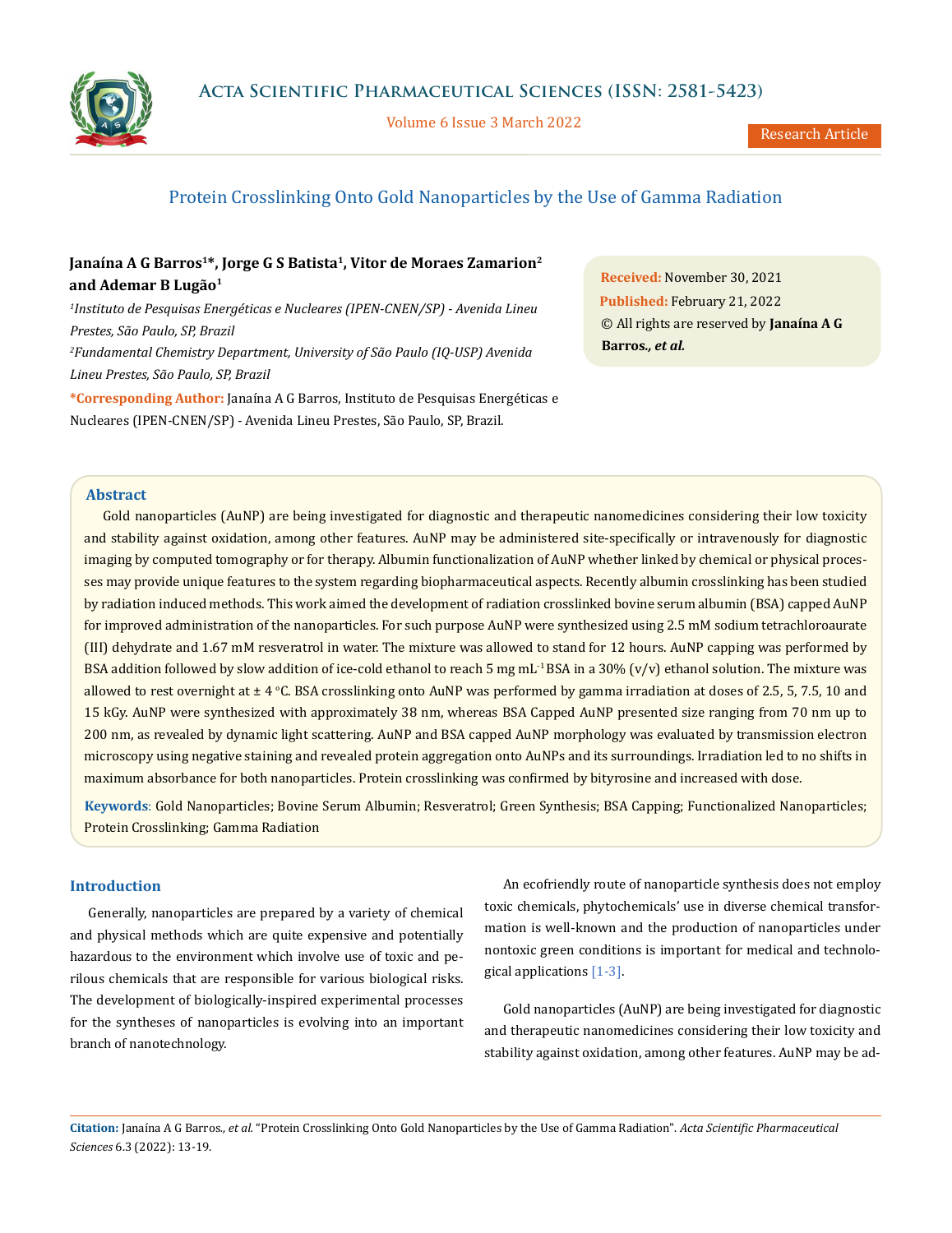# Protein Crosslinking Onto Gold Nanoparticles by the Use of Gamma Radiation

**Janaína A G Barros[1]*, Jorge G S Batista[1], Vitor de Moraes Zamarion[2] and Ademar B Lugão[1]**

[1]*Instituto de Pesquisas Energéticas e Nucleares (IPEN-CNEN/SP) - Avenida Lineu Prestes, São Paulo, SP, Brazil*

[2]*Fundamental Chemistry Department, University of São Paulo (IQ-USP) Avenida Lineu Prestes, São Paulo, SP, Brazil*

**\*Corresponding Author:** Janaína A G Barros, Instituto de Pesquisas Energéticas e Nucleares (IPEN-CNEN/SP) - Avenida Lineu Prestes, São Paulo, SP, Brazil.

**Received:** November 30, 2021
**Published:** February 21, 2022
© All rights are reserved by **Janaína A G Barros., *et al.***

## Abstract

Gold nanoparticles (AuNP) are being investigated for diagnostic and therapeutic nanomedicines considering their low toxicity and stability against oxidation, among other features. AuNP may be administered site-specifically or intravenously for diagnostic imaging by computed tomography or for therapy. Albumin functionalization of AuNP whether linked by chemical or physical processes may provide unique features to the system regarding biopharmaceutical aspects. Recently albumin crosslinking has been studied by radiation induced methods. This work aimed the development of radiation crosslinked bovine serum albumin (BSA) capped AuNP for improved administration of the nanoparticles. For such purpose AuNP were synthesized using 2.5 mM sodium tetrachloroaurate (III) dehydrate and 1.67 mM resveratrol in water. The mixture was allowed to stand for 12 hours. AuNP capping was performed by BSA addition followed by slow addition of ice-cold ethanol to reach 5 mg $mL^{-1}$ BSA in a 30% (v/v) ethanol solution. The mixture was allowed to rest overnight at ± 4 °C. BSA crosslinking onto AuNP was performed by gamma irradiation at doses of 2.5, 5, 7.5, 10 and 15 kGy. AuNP were synthesized with approximately 38 nm, whereas BSA Capped AuNP presented size ranging from 70 nm up to 200 nm, as revealed by dynamic light scattering. AuNP and BSA capped AuNP morphology was evaluated by transmission electron microscopy using negative staining and revealed protein aggregation onto AuNPs and its surroundings. Irradiation led to no shifts in maximum absorbance for both nanoparticles. Protein crosslinking was confirmed by bityrosine and increased with dose.

**Keywords**: Gold Nanoparticles; Bovine Serum Albumin; Resveratrol; Green Synthesis; BSA Capping; Functionalized Nanoparticles; Protein Crosslinking; Gamma Radiation

## Introduction

Generally, nanoparticles are prepared by a variety of chemical and physical methods which are quite expensive and potentially hazardous to the environment which involve use of toxic and perilous chemicals that are responsible for various biological risks. The development of biologically-inspired experimental processes for the syntheses of nanoparticles is evolving into an important branch of nanotechnology.

An ecofriendly route of nanoparticle synthesis does not employ toxic chemicals, phytochemicals' use in diverse chemical transformation is well-known and the production of nanoparticles under nontoxic green conditions is important for medical and technological applications [1-3].

Gold nanoparticles (AuNP) are being investigated for diagnostic and therapeutic nanomedicines considering their low toxicity and stability against oxidation, among other features. AuNP may be ad-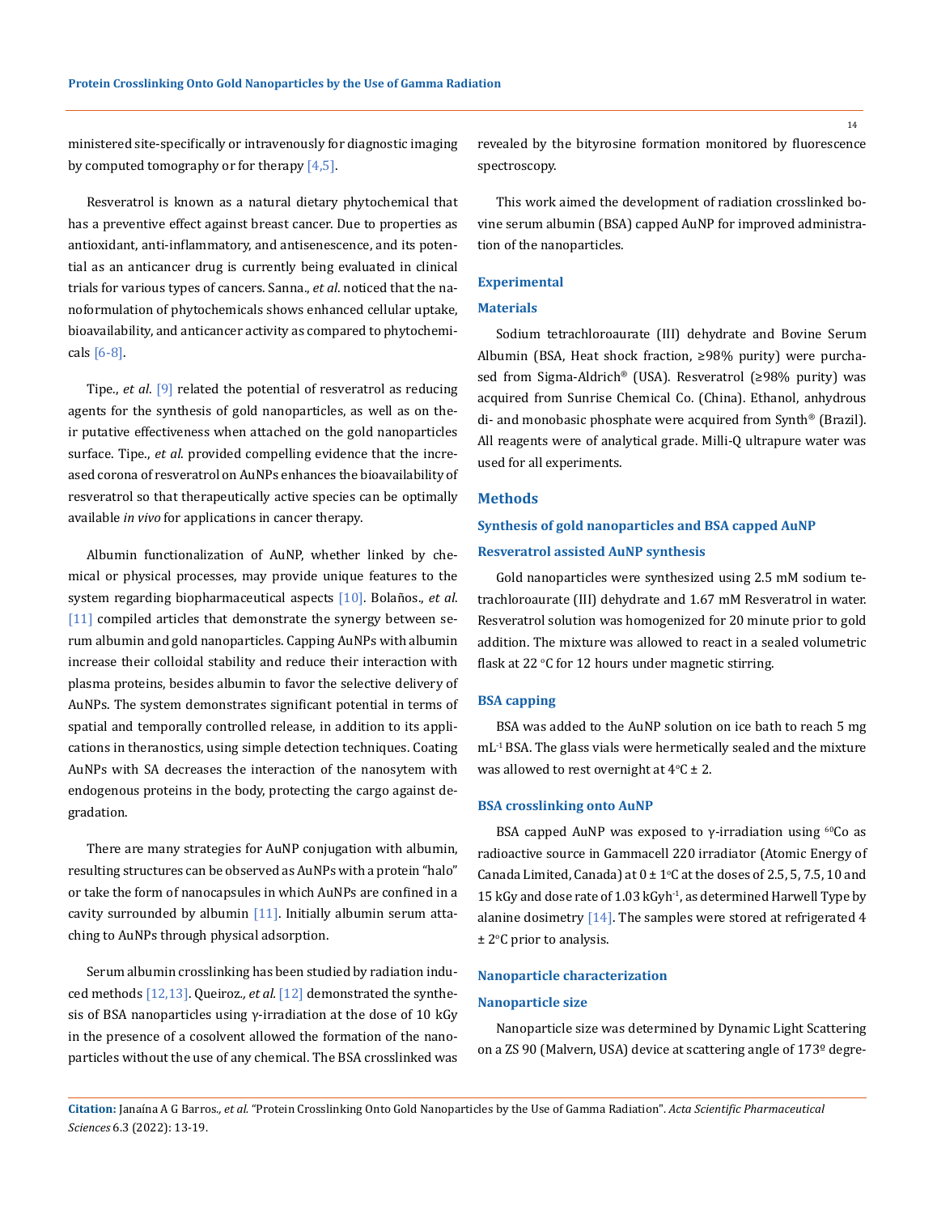ministered site-specifically or intravenously for diagnostic imaging by computed tomography or for therapy [4,5].

Resveratrol is known as a natural dietary phytochemical that has a preventive effect against breast cancer. Due to properties as antioxidant, anti-inflammatory, and antisenescence, and its potential as an anticancer drug is currently being evaluated in clinical trials for various types of cancers. Sanna., *et al*. noticed that the nanoformulation of phytochemicals shows enhanced cellular uptake, bioavailability, and anticancer activity as compared to phytochemicals [6-8].

Tipe., *et al*. [9] related the potential of resveratrol as reducing agents for the synthesis of gold nanoparticles, as well as on their putative effectiveness when attached on the gold nanoparticles surface. Tipe., *et al.* provided compelling evidence that the increased corona of resveratrol on AuNPs enhances the bioavailability of resveratrol so that therapeutically active species can be optimally available *in vivo* for applications in cancer therapy.

Albumin functionalization of AuNP, whether linked by chemical or physical processes, may provide unique features to the system regarding biopharmaceutical aspects [10]. Bolaños., *et al*. [11] compiled articles that demonstrate the synergy between serum albumin and gold nanoparticles. Capping AuNPs with albumin increase their colloidal stability and reduce their interaction with plasma proteins, besides albumin to favor the selective delivery of AuNPs. The system demonstrates significant potential in terms of spatial and temporally controlled release, in addition to its applications in theranostics, using simple detection techniques. Coating AuNPs with SA decreases the interaction of the nanosytem with endogenous proteins in the body, protecting the cargo against degradation.

There are many strategies for AuNP conjugation with albumin, resulting structures can be observed as AuNPs with a protein "halo" or take the form of nanocapsules in which AuNPs are confined in a cavity surrounded by albumin [11]. Initially albumin serum attaching to AuNPs through physical adsorption.

Serum albumin crosslinking has been studied by radiation induced methods [12,13]. Queiroz., *et al*. [12] demonstrated the synthesis of BSA nanoparticles using γ-irradiation at the dose of 10 kGy in the presence of a cosolvent allowed the formation of the nanoparticles without the use of any chemical. The BSA crosslinked was revealed by the bityrosine formation monitored by fluorescence spectroscopy.

This work aimed the development of radiation crosslinked bovine serum albumin (BSA) capped AuNP for improved administration of the nanoparticles.

## Experimental

### Materials

Sodium tetrachloroaurate (III) dehydrate and Bovine Serum Albumin (BSA, Heat shock fraction, ≥98% purity) were purchased from Sigma-Aldrich® (USA). Resveratrol (≥98% purity) was acquired from Sunrise Chemical Co. (China). Ethanol, anhydrous di- and monobasic phosphate were acquired from Synth® (Brazil). All reagents were of analytical grade. Milli-Q ultrapure water was used for all experiments.

## Methods

### Synthesis of gold nanoparticles and BSA capped AuNP

### Resveratrol assisted AuNP synthesis

Gold nanoparticles were synthesized using 2.5 mM sodium tetrachloroaurate (III) dehydrate and 1.67 mM Resveratrol in water. Resveratrol solution was homogenized for 20 minute prior to gold addition. The mixture was allowed to react in a sealed volumetric flask at 22 °C for 12 hours under magnetic stirring.

### BSA capping

BSA was added to the AuNP solution on ice bath to reach 5 mg $mL^{-1}$ BSA. The glass vials were hermetically sealed and the mixture was allowed to rest overnight at 4°C ± 2.

### BSA crosslinking onto AuNP

BSA capped AuNP was exposed to γ-irradiation using $^{60}Co$ as radioactive source in Gammacell 220 irradiator (Atomic Energy of Canada Limited, Canada) at 0 ± 1°C at the doses of 2.5, 5, 7.5, 10 and 15 kGy and dose rate of 1.03 $kGyh^{-1}$, as determined Harwell Type by alanine dosimetry [14]. The samples were stored at refrigerated 4 ± 2°C prior to analysis.

### Nanoparticle characterization

### Nanoparticle size

Nanoparticle size was determined by Dynamic Light Scattering on a ZS 90 (Malvern, USA) device at scattering angle of 173º degre-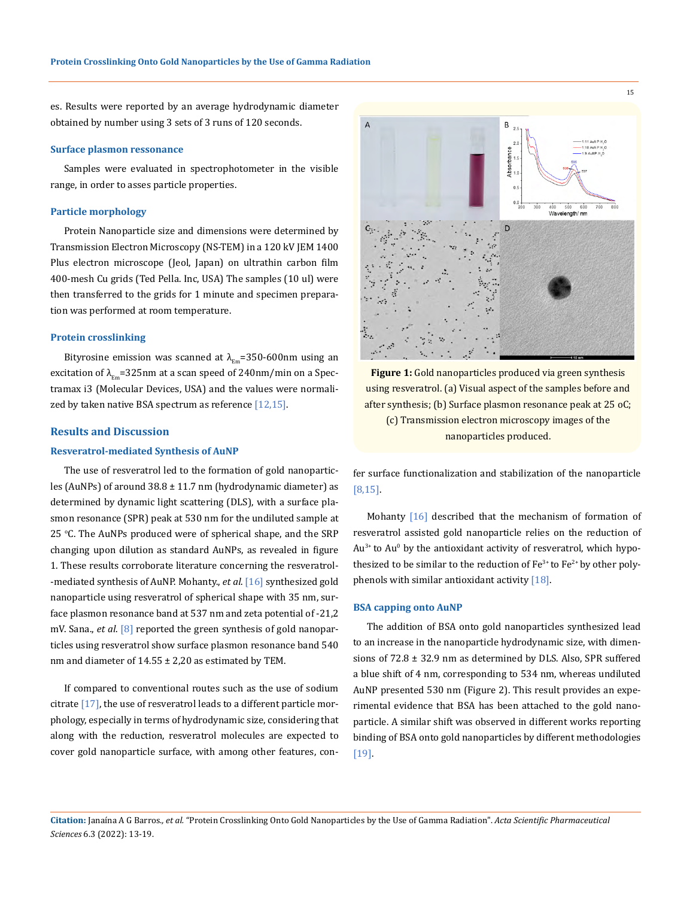es. Results were reported by an average hydrodynamic diameter obtained by number using 3 sets of 3 runs of 120 seconds.

### Surface plasmon ressonance

Samples were evaluated in spectrophotometer in the visible range, in order to asses particle properties.

### Particle morphology

Protein Nanoparticle size and dimensions were determined by Transmission Electron Microscopy (NS-TEM) in a 120 kV JEM 1400 Plus electron microscope (Jeol, Japan) on ultrathin carbon film 400-mesh Cu grids (Ted Pella. Inc, USA) The samples (10 ul) were then transferred to the grids for 1 minute and specimen preparation was performed at room temperature.

### Protein crosslinking

Bityrosine emission was scanned at $\lambda_{Em}$=350-600nm using an excitation of $\lambda_{Em}$=325nm at a scan speed of 240nm/min on a Spectramax i3 (Molecular Devices, USA) and the values were normalized by taken native BSA spectrum as reference [12,15].

## Results and Discussion

### Resveratrol-mediated Synthesis of AuNP

The use of resveratrol led to the formation of gold nanoparticles (AuNPs) of around 38.8 ± 11.7 nm (hydrodynamic diameter) as determined by dynamic light scattering (DLS), with a surface plasmon resonance (SPR) peak at 530 nm for the undiluted sample at 25 ºC. The AuNPs produced were of spherical shape, and the SRP changing upon dilution as standard AuNPs, as revealed in figure 1. These results corroborate literature concerning the resveratrol-mediated synthesis of AuNP. Mohanty., *et al.* [16] synthesized gold nanoparticle using resveratrol of spherical shape with 35 nm, surface plasmon resonance band at 537 nm and zeta potential of -21,2 mV. Sana., *et al.* [8] reported the green synthesis of gold nanoparticles using resveratrol show surface plasmon resonance band 540 nm and diameter of 14.55 ± 2,20 as estimated by TEM.

If compared to conventional routes such as the use of sodium citrate [17], the use of resveratrol leads to a different particle morphology, especially in terms of hydrodynamic size, considering that along with the reduction, resveratrol molecules are expected to cover gold nanoparticle surface, with among other features, confer surface functionalization and stabilization of the nanoparticle [8,15].

**Figure 1:** Gold nanoparticles produced via green synthesis using resveratrol. (a) Visual aspect of the samples before and after synthesis; (b) Surface plasmon resonance peak at 25 oC; (c) Transmission electron microscopy images of the nanoparticles produced.

Mohanty [16] described that the mechanism of formation of resveratrol assisted gold nanoparticle relies on the reduction of $Au^{3+}$ to $Au^{0}$ by the antioxidant activity of resveratrol, which hypothesized to be similar to the reduction of $Fe^{3+}$ to $Fe^{2+}$ by other polyphenols with similar antioxidant activity [18].

### BSA capping onto AuNP

The addition of BSA onto gold nanoparticles synthesized lead to an increase in the nanoparticle hydrodynamic size, with dimensions of 72.8 ± 32.9 nm as determined by DLS. Also, SPR suffered a blue shift of 4 nm, corresponding to 534 nm, whereas undiluted AuNP presented 530 nm (Figure 2). This result provides an experimental evidence that BSA has been attached to the gold nanoparticle. A similar shift was observed in different works reporting binding of BSA onto gold nanoparticles by different methodologies [19].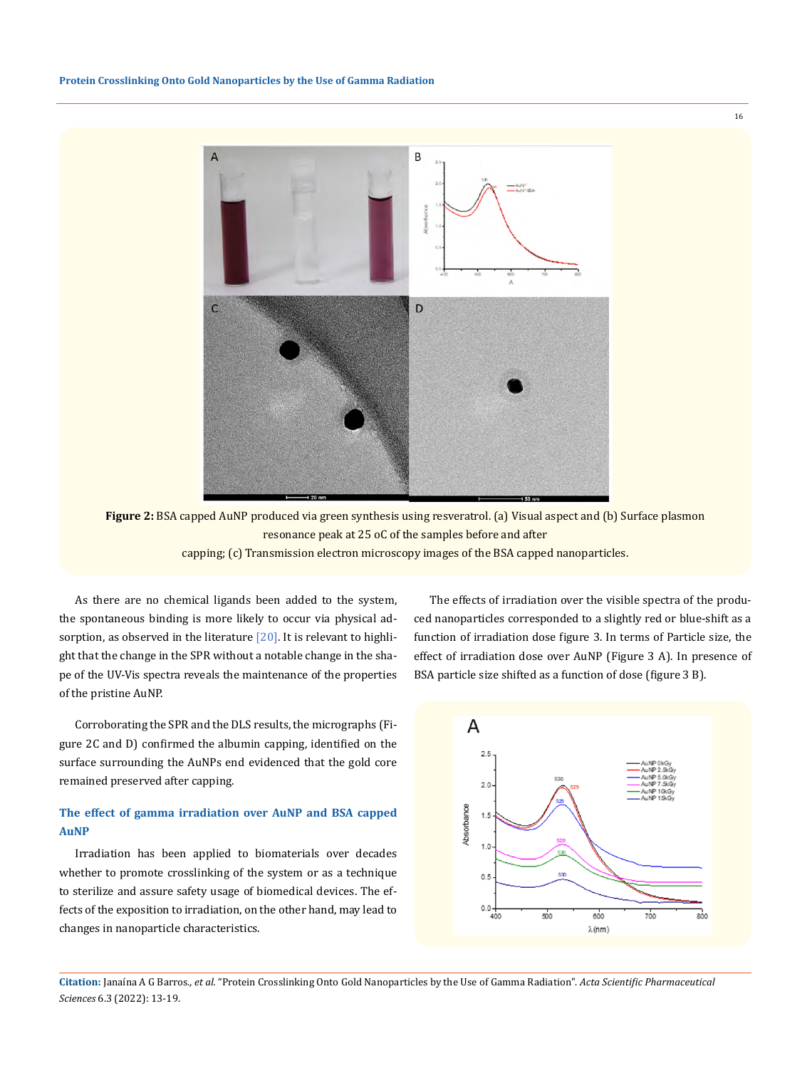Figure 2: BSA capped AuNP produced via green synthesis using resveratrol. (a) Visual aspect and (b) Surface plasmon resonance peak at 25 oC of the samples before and after capping; (c) Transmission electron microscopy images of the BSA capped nanoparticles.

As there are no chemical ligands been added to the system, the spontaneous binding is more likely to occur via physical adsorption, as observed in the literature [20]. It is relevant to highlight that the change in the SPR without a notable change in the shape of the UV-Vis spectra reveals the maintenance of the properties of the pristine AuNP.

Corroborating the SPR and the DLS results, the micrographs (Figure 2C and D) confirmed the albumin capping, identified on the surface surrounding the AuNPs end evidenced that the gold core remained preserved after capping.

### The effect of gamma irradiation over AuNP and BSA capped AuNP

Irradiation has been applied to biomaterials over decades whether to promote crosslinking of the system or as a technique to sterilize and assure safety usage of biomedical devices. The effects of the exposition to irradiation, on the other hand, may lead to changes in nanoparticle characteristics.

The effects of irradiation over the visible spectra of the produced nanoparticles corresponded to a slightly red or blue-shift as a function of irradiation dose figure 3. In terms of Particle size, the effect of irradiation dose over AuNP (Figure 3 A). In presence of BSA particle size shifted as a function of dose (figure 3 B).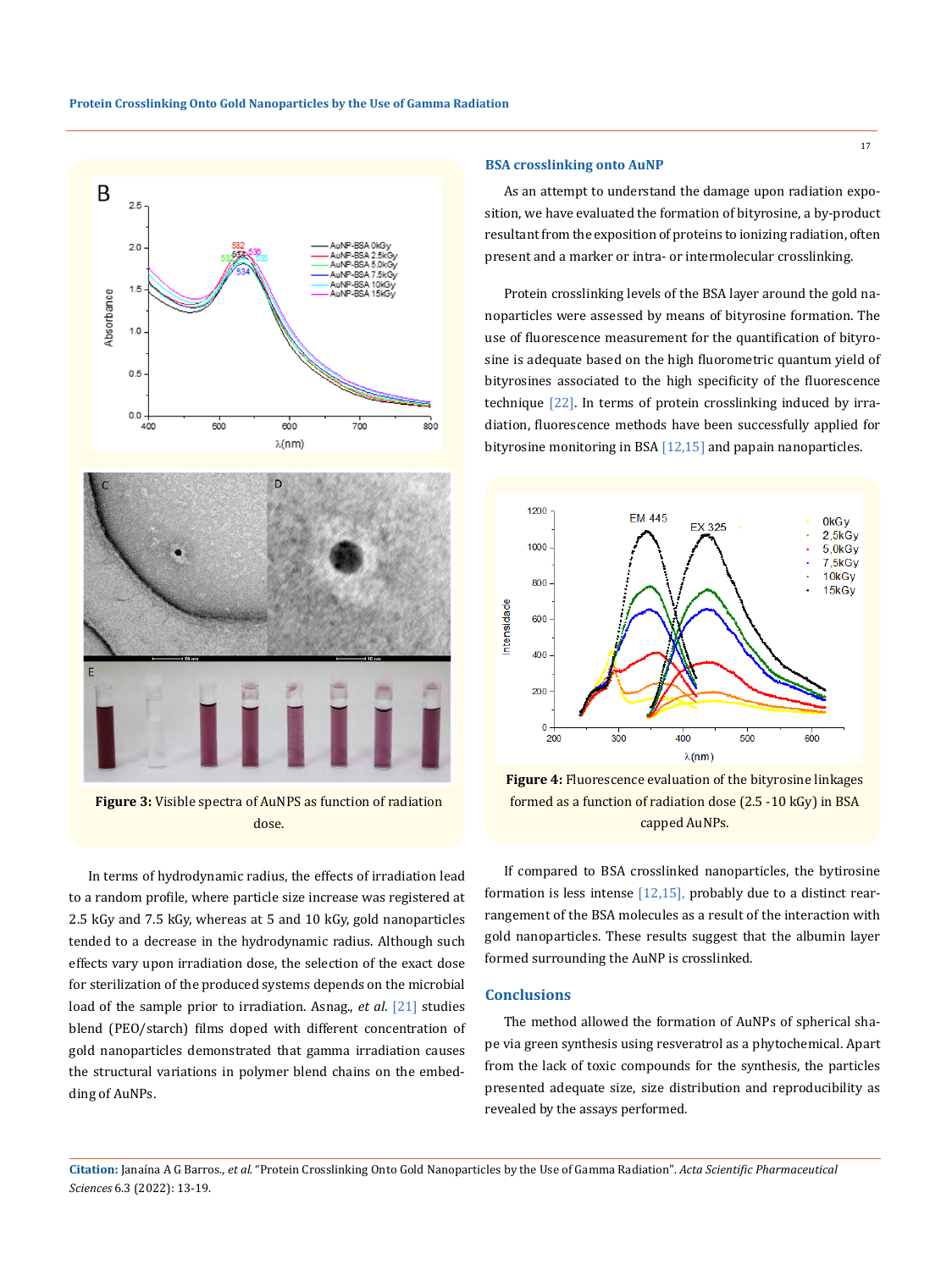Figure 3: Visible spectra of AuNPS as function of radiation dose.

In terms of hydrodynamic radius, the effects of irradiation lead to a random profile, where particle size increase was registered at 2.5 kGy and 7.5 kGy, whereas at 5 and 10 kGy, gold nanoparticles tended to a decrease in the hydrodynamic radius. Although such effects vary upon irradiation dose, the selection of the exact dose for sterilization of the produced systems depends on the microbial load of the sample prior to irradiation. Asnag., *et al*. [21] studies blend (PEO/starch) films doped with different concentration of gold nanoparticles demonstrated that gamma irradiation causes the structural variations in polymer blend chains on the embedding of AuNPs.

## BSA crosslinking onto AuNP

As an attempt to understand the damage upon radiation exposition, we have evaluated the formation of bityrosine, a by-product resultant from the exposition of proteins to ionizing radiation, often present and a marker or intra- or intermolecular crosslinking.

Protein crosslinking levels of the BSA layer around the gold nanoparticles were assessed by means of bityrosine formation. The use of fluorescence measurement for the quantification of bityrosine is adequate based on the high fluorometric quantum yield of bityrosines associated to the high specificity of the fluorescence technique [22]. In terms of protein crosslinking induced by irradiation, fluorescence methods have been successfully applied for bityrosine monitoring in BSA [12,15] and papain nanoparticles.

Figure 4: Fluorescence evaluation of the bityrosine linkages formed as a function of radiation dose (2.5 -10 kGy) in BSA capped AuNPs.

If compared to BSA crosslinked nanoparticles, the bytirosine formation is less intense [12,15], probably due to a distinct rearrangement of the BSA molecules as a result of the interaction with gold nanoparticles. These results suggest that the albumin layer formed surrounding the AuNP is crosslinked.

## Conclusions

The method allowed the formation of AuNPs of spherical shape via green synthesis using resveratrol as a phytochemical. Apart from the lack of toxic compounds for the synthesis, the particles presented adequate size, size distribution and reproducibility as revealed by the assays performed.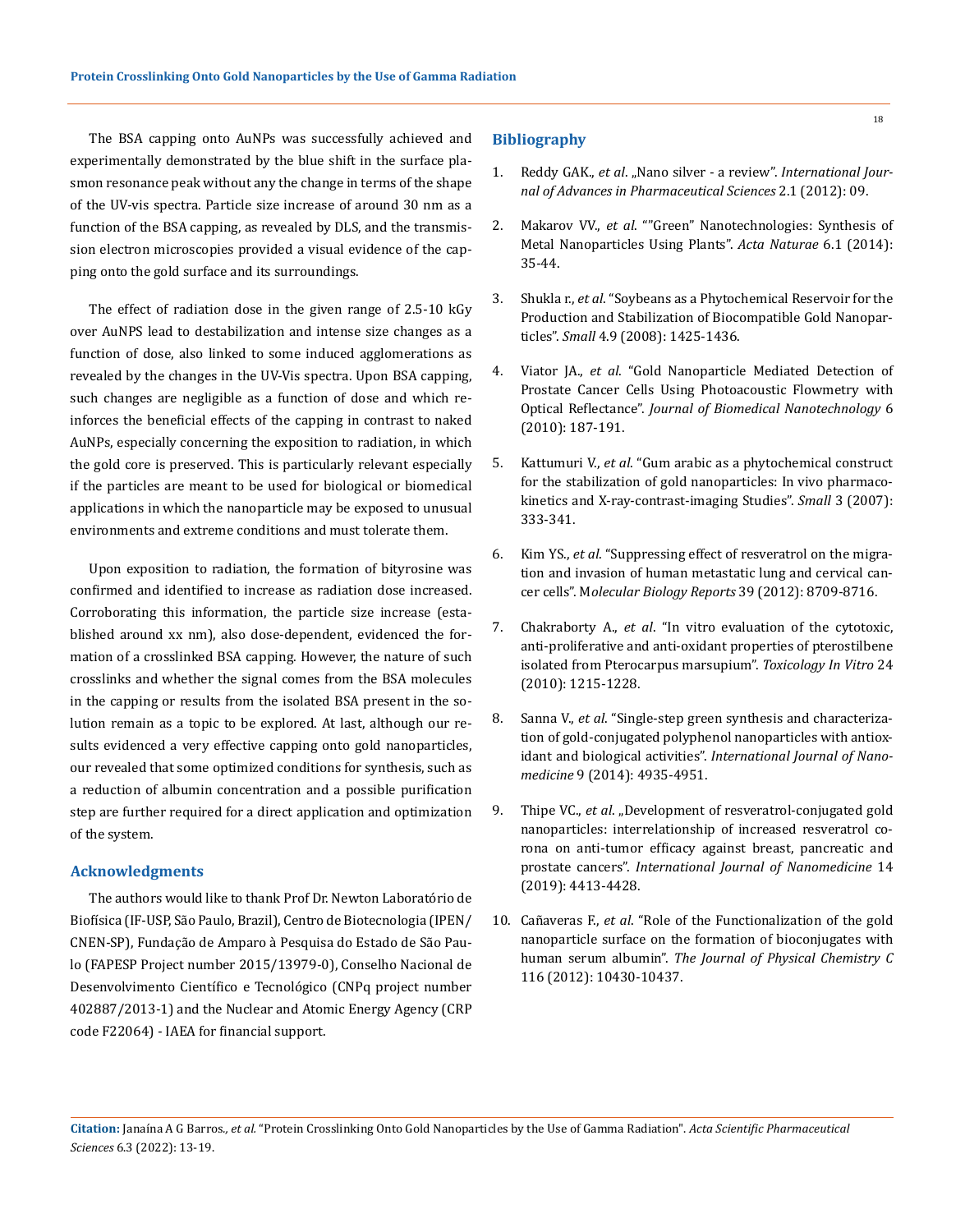The BSA capping onto AuNPs was successfully achieved and experimentally demonstrated by the blue shift in the surface plasmon resonance peak without any the change in terms of the shape of the UV-vis spectra. Particle size increase of around 30 nm as a function of the BSA capping, as revealed by DLS, and the transmission electron microscopies provided a visual evidence of the capping onto the gold surface and its surroundings.

The effect of radiation dose in the given range of 2.5-10 kGy over AuNPS lead to destabilization and intense size changes as a function of dose, also linked to some induced agglomerations as revealed by the changes in the UV-Vis spectra. Upon BSA capping, such changes are negligible as a function of dose and which reinforces the beneficial effects of the capping in contrast to naked AuNPs, especially concerning the exposition to radiation, in which the gold core is preserved. This is particularly relevant especially if the particles are meant to be used for biological or biomedical applications in which the nanoparticle may be exposed to unusual environments and extreme conditions and must tolerate them.

Upon exposition to radiation, the formation of bityrosine was confirmed and identified to increase as radiation dose increased. Corroborating this information, the particle size increase (established around xx nm), also dose-dependent, evidenced the formation of a crosslinked BSA capping. However, the nature of such crosslinks and whether the signal comes from the BSA molecules in the capping or results from the isolated BSA present in the solution remain as a topic to be explored. At last, although our results evidenced a very effective capping onto gold nanoparticles, our revealed that some optimized conditions for synthesis, such as a reduction of albumin concentration and a possible purification step are further required for a direct application and optimization of the system.

## Acknowledgments

The authors would like to thank Prof Dr. Newton Laboratório de Biofísica (IF-USP, São Paulo, Brazil), Centro de Biotecnologia (IPEN/CNEN-SP), Fundação de Amparo à Pesquisa do Estado de São Paulo (FAPESP Project number 2015/13979-0), Conselho Nacional de Desenvolvimento Científico e Tecnológico (CNPq project number 402887/2013-1) and the Nuclear and Atomic Energy Agency (CRP code F22064) - IAEA for financial support.

## Bibliography

1. Reddy GAK., *et al*. „Nano silver - a review". *International Journal of Advances in Pharmaceutical Sciences* 2.1 (2012): 09.
2. Makarov VV., *et al*. ""Green" Nanotechnologies: Synthesis of Metal Nanoparticles Using Plants". *Acta Naturae* 6.1 (2014): 35-44.
3. Shukla r., *et al*. "Soybeans as a Phytochemical Reservoir for the Production and Stabilization of Biocompatible Gold Nanoparticles". *Small* 4.9 (2008): 1425-1436.
4. Viator JA., *et al*. "Gold Nanoparticle Mediated Detection of Prostate Cancer Cells Using Photoacoustic Flowmetry with Optical Reflectance". *Journal of Biomedical Nanotechnology* 6 (2010): 187-191.
5. Kattumuri V., *et al*. "Gum arabic as a phytochemical construct for the stabilization of gold nanoparticles: In vivo pharmacokinetics and X-ray-contrast-imaging Studies". *Small* 3 (2007): 333-341.
6. Kim YS., *et al*. "Suppressing effect of resveratrol on the migration and invasion of human metastatic lung and cervical cancer cells". M*olecular Biology Reports* 39 (2012): 8709-8716.
7. Chakraborty A., *et al*. "In vitro evaluation of the cytotoxic, anti-proliferative and anti-oxidant properties of pterostilbene isolated from Pterocarpus marsupium". *Toxicology In Vitro* 24 (2010): 1215-1228.
8. Sanna V., *et al*. "Single-step green synthesis and characterization of gold-conjugated polyphenol nanoparticles with antioxidant and biological activities". *International Journal of Nanomedicine* 9 (2014): 4935-4951.
9. Thipe VC., *et al*. „Development of resveratrol-conjugated gold nanoparticles: interrelationship of increased resveratrol corona on anti-tumor efficacy against breast, pancreatic and prostate cancers". *International Journal of Nanomedicine* 14 (2019): 4413-4428.
10. Cañaveras F., *et al*. "Role of the Functionalization of the gold nanoparticle surface on the formation of bioconjugates with human serum albumin". *The Journal of Physical Chemistry C* 116 (2012): 10430-10437.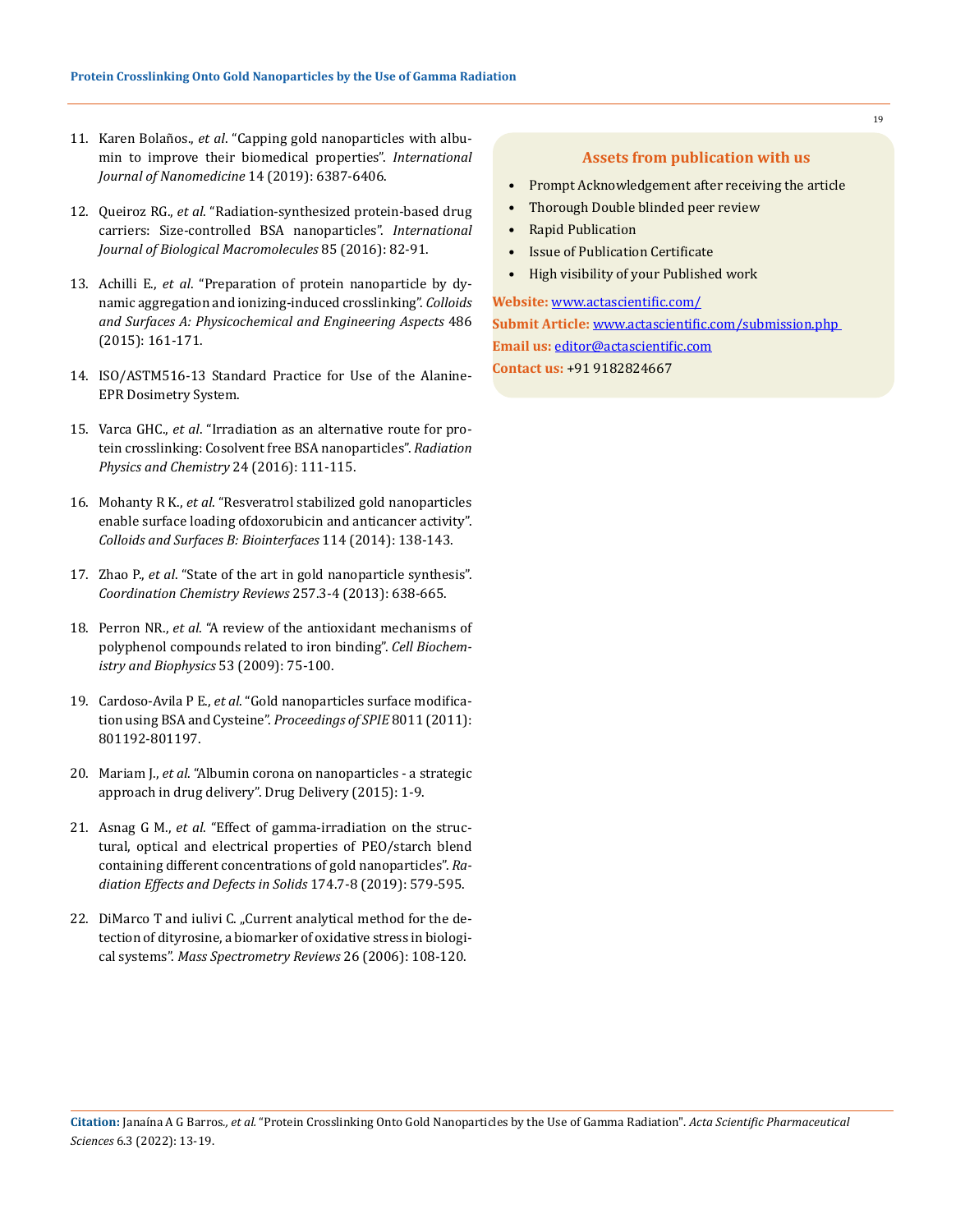11. Karen Bolaños., *et al*. "Capping gold nanoparticles with albumin to improve their biomedical properties". *International Journal of Nanomedicine* 14 (2019): 6387-6406.

12. Queiroz RG., *et al*. "Radiation-synthesized protein-based drug carriers: Size-controlled BSA nanoparticles". *International Journal of Biological Macromolecules* 85 (2016): 82-91.

13. Achilli E., *et al*. "Preparation of protein nanoparticle by dynamic aggregation and ionizing-induced crosslinking". *Colloids and Surfaces A: Physicochemical and Engineering Aspects* 486 (2015): 161-171.

14. ISO/ASTM516-13 Standard Practice for Use of the Alanine-EPR Dosimetry System.

15. Varca GHC., *et al*. "Irradiation as an alternative route for protein crosslinking: Cosolvent free BSA nanoparticles". *Radiation Physics and Chemistry* 24 (2016): 111-115.

16. Mohanty R K., *et al*. "Resveratrol stabilized gold nanoparticles enable surface loading ofdoxorubicin and anticancer activity". *Colloids and Surfaces B: Biointerfaces* 114 (2014): 138-143.

17. Zhao P., *et al*. "State of the art in gold nanoparticle synthesis". *Coordination Chemistry Reviews* 257.3-4 (2013): 638-665.

18. Perron NR., *et al*. "A review of the antioxidant mechanisms of polyphenol compounds related to iron binding". *Cell Biochemistry and Biophysics* 53 (2009): 75-100.

19. Cardoso-Avila P E., *et al*. "Gold nanoparticles surface modification using BSA and Cysteine". *Proceedings of SPIE* 8011 (2011): 801192-801197.

20. Mariam J., *et al*. "Albumin corona on nanoparticles - a strategic approach in drug delivery". Drug Delivery (2015): 1-9.

21. Asnag G M., *et al*. "Effect of gamma-irradiation on the structural, optical and electrical properties of PEO/starch blend containing different concentrations of gold nanoparticles". *Radiation Effects and Defects in Solids* 174.7-8 (2019): 579-595.

22. DiMarco T and iulivi C. „Current analytical method for the detection of dityrosine, a biomarker of oxidative stress in biological systems". *Mass Spectrometry Reviews* 26 (2006): 108-120.

**Assets from publication with us**

- Prompt Acknowledgement after receiving the article
- Thorough Double blinded peer review
- Rapid Publication
- Issue of Publication Certificate
- High visibility of your Published work

**Website:** www.actascientific.com/
**Submit Article:** www.actascientific.com/submission.php
**Email us:** editor@actascientific.com
**Contact us:** +91 9182824667